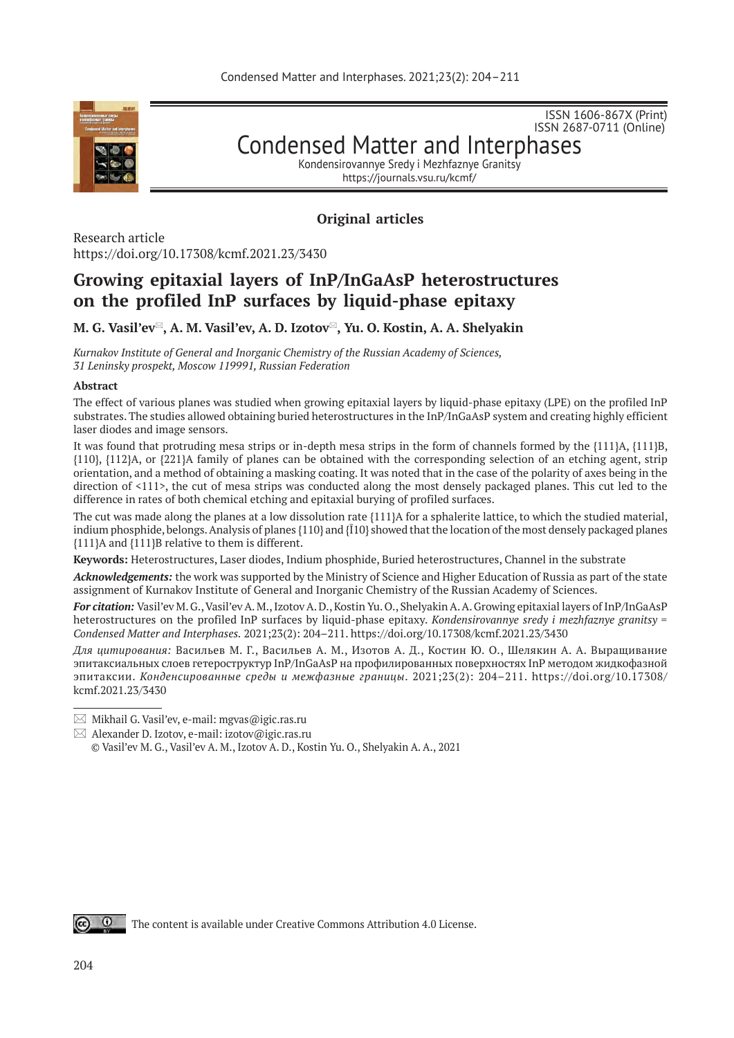ISSN 1606-867X (Print)
ISSN 2687-0711 (Online)

# Condensed Matter and Interphases

Kondensirovannye Sredy i Mezhfaznye Granitsy
https://journals.vsu.ru/kcmf/

**Original articles**

Research article
https://doi.org/10.17308/kcmf.2021.23/3430

## Growing epitaxial layers of InP/InGaAsP heterostructures on the profiled InP surfaces by liquid-phase epitaxy

**M. G. Vasil'ev✉, A. M. Vasil'ev, A. D. Izotov✉, Yu. O. Kostin, A. A. Shelyakin**

*Kurnakov Institute of General and Inorganic Chemistry of the Russian Academy of Sciences, 31 Leninsky prospekt, Moscow 119991, Russian Federation*

**Abstract**

The effect of various planes was studied when growing epitaxial layers by liquid-phase epitaxy (LPE) on the profiled InP substrates. The studies allowed obtaining buried heterostructures in the InP/InGaAsP system and creating highly efficient laser diodes and image sensors.

It was found that protruding mesa strips or in-depth mesa strips in the form of channels formed by the {111}A, {111}B, {110}, {112}A, or {221}A family of planes can be obtained with the corresponding selection of an etching agent, strip orientation, and a method of obtaining a masking coating. It was noted that in the case of the polarity of axes being in the direction of <111>, the cut of mesa strips was conducted along the most densely packaged planes. This cut led to the difference in rates of both chemical etching and epitaxial burying of profiled surfaces.

The cut was made along the planes at a low dissolution rate {111}A for a sphalerite lattice, to which the studied material, indium phosphide, belongs. Analysis of planes {110} and {$\bar{1}$10} showed that the location of the most densely packaged planes {111}A and {111}B relative to them is different.

**Keywords:** Heterostructures, Laser diodes, Indium phosphide, Buried heterostructures, Channel in the substrate

***Acknowledgements:*** the work was supported by the Ministry of Science and Higher Education of Russia as part of the state assignment of Kurnakov Institute of General and Inorganic Chemistry of the Russian Academy of Sciences.

***For citation:*** Vasil'ev M. G., Vasil'ev A. M., Izotov A. D., Kostin Yu. O., Shelyakin A. A. Growing epitaxial layers of InP/InGaAsP heterostructures on the profiled InP surfaces by liquid-phase epitaxy. *Kondensirovannye sredy i mezhfaznye granitsy = Condensed Matter and Interphases.* 2021;23(2): 204–211. https://doi.org/10.17308/kcmf.2021.23/3430

*Для цитирования:* Васильев М. Г., Васильев А. М., Изотов А. Д., Костин Ю. О., Шелякин А. А. Выращивание эпитаксиальных слоев гетероструктур InP/InGaAsP на профилированных поверхностях InP методом жидкофазной эпитаксии. *Конденсированные среды и межфазные границы*. 2021;23(2): 204–211. https://doi.org/10.17308/kcmf.2021.23/3430

---

✉ Mikhail G. Vasil'ev, e-mail: mgvas@igic.ras.ru

✉ Alexander D. Izotov, e-mail: izotov@igic.ras.ru

© Vasil'ev M. G., Vasil'ev A. M., Izotov A. D., Kostin Yu. O., Shelyakin A. A., 2021

The content is available under Creative Commons Attribution 4.0 License.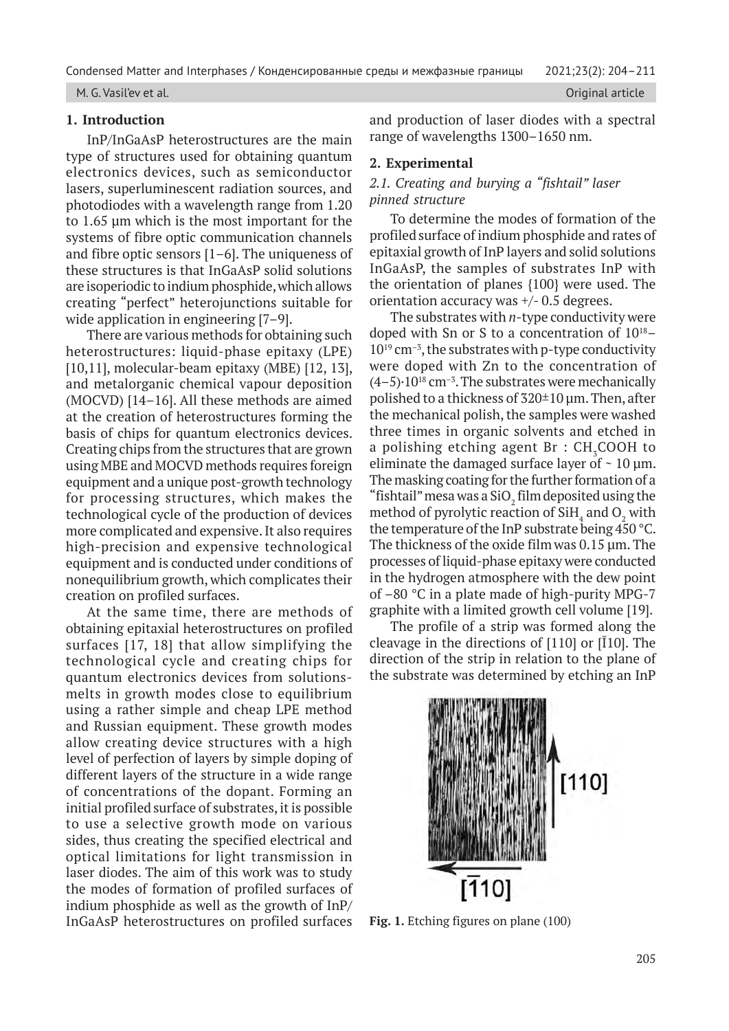## 1. Introduction

InP/InGaAsP heterostructures are the main type of structures used for obtaining quantum electronics devices, such as semiconductor lasers, superluminescent radiation sources, and photodiodes with a wavelength range from 1.20 to 1.65 μm which is the most important for the systems of fibre optic communication channels and fibre optic sensors [1–6]. The uniqueness of these structures is that InGaAsP solid solutions are isoperiodic to indium phosphide, which allows creating "perfect" heterojunctions suitable for wide application in engineering [7–9].

There are various methods for obtaining such heterostructures: liquid-phase epitaxy (LPE) [10,11], molecular-beam epitaxy (MBE) [12, 13], and metalorganic chemical vapour deposition (MOCVD) [14–16]. All these methods are aimed at the creation of heterostructures forming the basis of chips for quantum electronics devices. Creating chips from the structures that are grown using MBE and MOCVD methods requires foreign equipment and a unique post-growth technology for processing structures, which makes the technological cycle of the production of devices more complicated and expensive. It also requires high-precision and expensive technological equipment and is conducted under conditions of nonequilibrium growth, which complicates their creation on profiled surfaces.

At the same time, there are methods of obtaining epitaxial heterostructures on profiled surfaces [17, 18] that allow simplifying the technological cycle and creating chips for quantum electronics devices from solutions-melts in growth modes close to equilibrium using a rather simple and cheap LPE method and Russian equipment. These growth modes allow creating device structures with a high level of perfection of layers by simple doping of different layers of the structure in a wide range of concentrations of the dopant. Forming an initial profiled surface of substrates, it is possible to use a selective growth mode on various sides, thus creating the specified electrical and optical limitations for light transmission in laser diodes. The aim of this work was to study the modes of formation of profiled surfaces of indium phosphide as well as the growth of InP/InGaAsP heterostructures on profiled surfaces and production of laser diodes with a spectral range of wavelengths 1300–1650 nm.

## 2. Experimental

### *2.1. Creating and burying a "fishtail" laser pinned structure*

To determine the modes of formation of the profiled surface of indium phosphide and rates of epitaxial growth of InP layers and solid solutions InGaAsP, the samples of substrates InP with the orientation of planes {100} were used. The orientation accuracy was +/- 0.5 degrees.

The substrates with *n*-type conductivity were doped with Sn or S to a concentration of $10^{18}$–$10^{19}$ cm$^{-3}$, the substrates with p-type conductivity were doped with Zn to the concentration of $(4–5)\cdot 10^{18}$ cm$^{-3}$. The substrates were mechanically polished to a thickness of 320±10 μm. Then, after the mechanical polish, the samples were washed three times in organic solvents and etched in a polishing etching agent Br : $CH_3COOH$ to eliminate the damaged surface layer of ~ 10 μm. The masking coating for the further formation of a "fishtail" mesa was a $SiO_2$ film deposited using the method of pyrolytic reaction of $SiH_4$ and $O_2$ with the temperature of the InP substrate being 450 °C. The thickness of the oxide film was 0.15 μm. The processes of liquid-phase epitaxy were conducted in the hydrogen atmosphere with the dew point of –80 °C in a plate made of high-purity MPG-7 graphite with a limited growth cell volume [19].

The profile of a strip was formed along the cleavage in the directions of [110] or [$\bar{1}$10]. The direction of the strip in relation to the plane of the substrate was determined by etching an InP

[110]

[$\bar{1}$10]

**Fig. 1.** Etching figures on plane (100)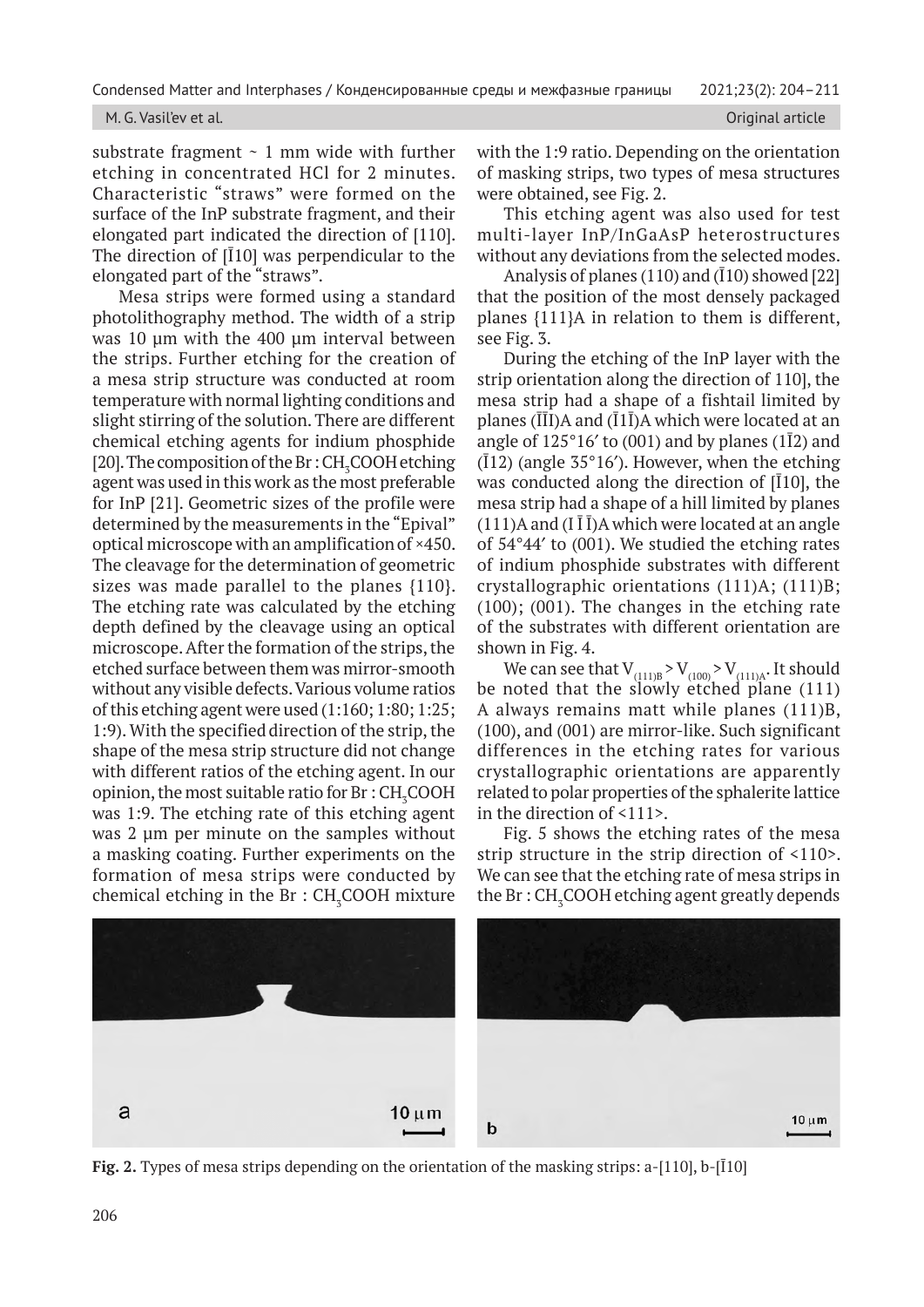substrate fragment ~ 1 mm wide with further etching in concentrated HCl for 2 minutes. Characteristic "straws" were formed on the surface of the InP substrate fragment, and their elongated part indicated the direction of [110]. The direction of [$\bar{1}$10] was perpendicular to the elongated part of the "straws".

Mesa strips were formed using a standard photolithography method. The width of a strip was 10 μm with the 400 μm interval between the strips. Further etching for the creation of a mesa strip structure was conducted at room temperature with normal lighting conditions and slight stirring of the solution. There are different chemical etching agents for indium phosphide [20]. The composition of the Br : $CH_3COOH$ etching agent was used in this work as the most preferable for InP [21]. Geometric sizes of the profile were determined by the measurements in the "Epival" optical microscope with an amplification of ×450. The cleavage for the determination of geometric sizes was made parallel to the planes {110}. The etching rate was calculated by the etching depth defined by the cleavage using an optical microscope. After the formation of the strips, the etched surface between them was mirror-smooth without any visible defects. Various volume ratios of this etching agent were used (1:160; 1:80; 1:25; 1:9). With the specified direction of the strip, the shape of the mesa strip structure did not change with different ratios of the etching agent. In our opinion, the most suitable ratio for Br : $CH_3COOH$ was 1:9. The etching rate of this etching agent was 2 μm per minute on the samples without a masking coating. Further experiments on the formation of mesa strips were conducted by chemical etching in the Br : $CH_3COOH$ mixture with the 1:9 ratio. Depending on the orientation of masking strips, two types of mesa structures were obtained, see Fig. 2.

This etching agent was also used for test multi-layer InP/InGaAsP heterostructures without any deviations from the selected modes.

Analysis of planes (110) and ($\bar{1}$10) showed [22] that the position of the most densely packaged planes {111}A in relation to them is different, see Fig. 3.

During the etching of the InP layer with the strip orientation along the direction of 110], the mesa strip had a shape of a fishtail limited by planes ($\bar{1}\bar{1}$I)A and ($\bar{1}$1$\bar{1}$)A which were located at an angle of 125°16′ to (001) and by planes (1$\bar{1}$2) and ($\bar{1}$12) (angle 35°16′). However, when the etching was conducted along the direction of [$\bar{1}$10], the mesa strip had a shape of a hill limited by planes (111)A and (I $\bar{1}$ $\bar{1}$)A which were located at an angle of 54°44′ to (001). We studied the etching rates of indium phosphide substrates with different crystallographic orientations (111)A; (111)B; (100); (001). The changes in the etching rate of the substrates with different orientation are shown in Fig. 4.

We can see that $V_{(111)B} > V_{(100)} > V_{(111)A}$. It should be noted that the slowly etched plane (111) A always remains matt while planes (111)B, (100), and (001) are mirror-like. Such significant differences in the etching rates for various crystallographic orientations are apparently related to polar properties of the sphalerite lattice in the direction of <111>.

Fig. 5 shows the etching rates of the mesa strip structure in the strip direction of <110>. We can see that the etching rate of mesa strips in the Br : $CH_3COOH$ etching agent greatly depends

**Fig. 2.** Types of mesa strips depending on the orientation of the masking strips: a-[110], b-[$\bar{1}$10]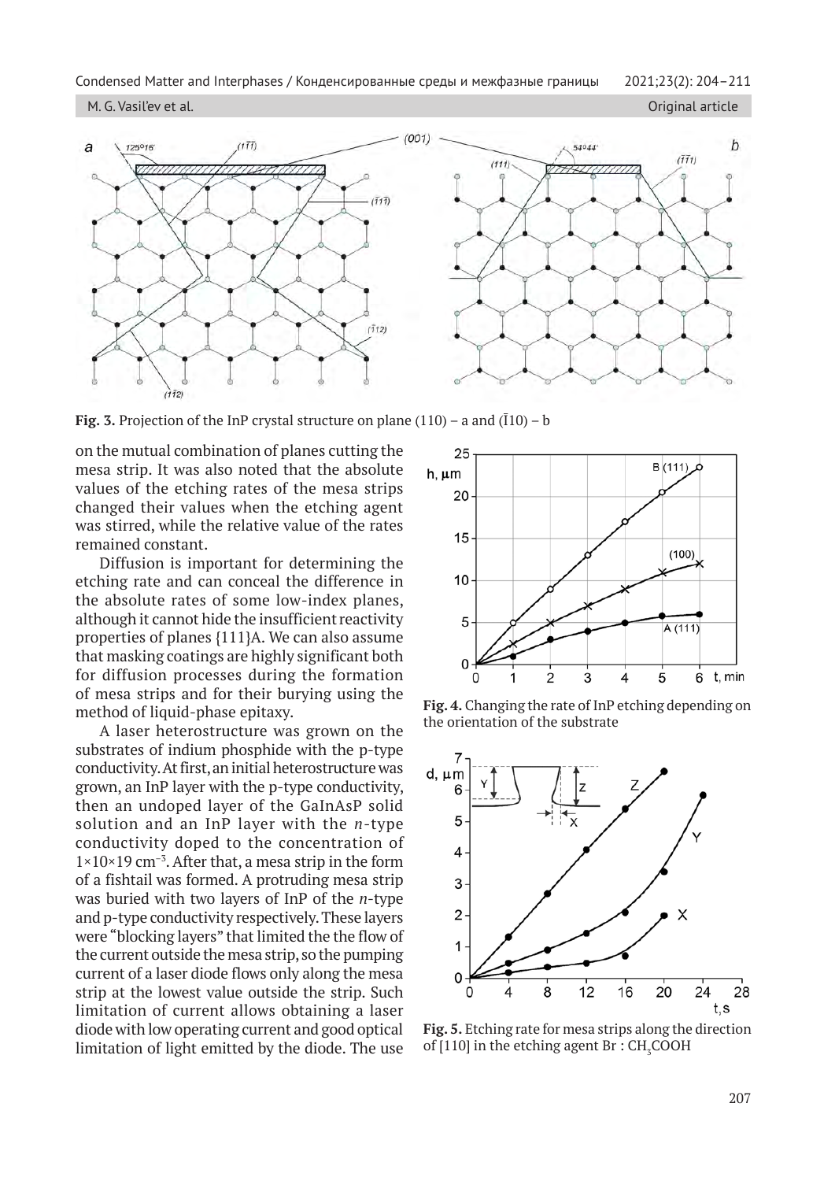**Fig. 3.** Projection of the InP crystal structure on plane (110) – a and ($\bar{1}$10) – b

on the mutual combination of planes cutting the mesa strip. It was also noted that the absolute values of the etching rates of the mesa strips changed their values when the etching agent was stirred, while the relative value of the rates remained constant.

Diffusion is important for determining the etching rate and can conceal the difference in the absolute rates of some low-index planes, although it cannot hide the insufficient reactivity properties of planes {111}A. We can also assume that masking coatings are highly significant both for diffusion processes during the formation of mesa strips and for their burying using the method of liquid-phase epitaxy.

A laser heterostructure was grown on the substrates of indium phosphide with the p-type conductivity. At first, an initial heterostructure was grown, an InP layer with the p-type conductivity, then an undoped layer of the GaInAsP solid solution and an InP layer with the *n*-type conductivity doped to the concentration of 1×10×19 cm$^{-3}$. After that, a mesa strip in the form of a fishtail was formed. A protruding mesa strip was buried with two layers of InP of the *n*-type and p-type conductivity respectively. These layers were "blocking layers" that limited the the flow of the current outside the mesa strip, so the pumping current of a laser diode flows only along the mesa strip at the lowest value outside the strip. Such limitation of current allows obtaining a laser diode with low operating current and good optical limitation of light emitted by the diode. The use

**Fig. 4.** Changing the rate of InP etching depending on the orientation of the substrate

**Fig. 5.** Etching rate for mesa strips along the direction of [110] in the etching agent Br : $CH_3COOH$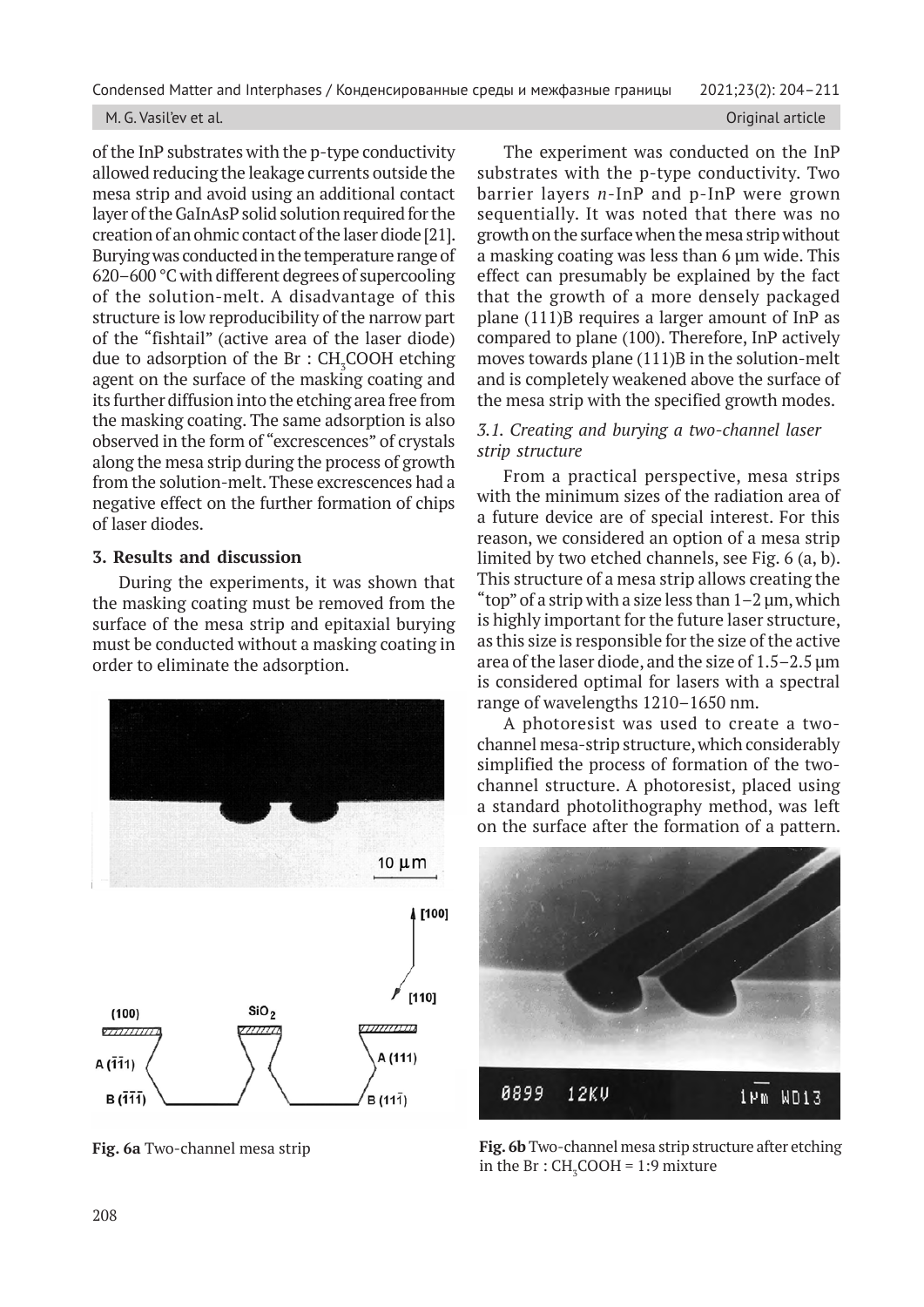of the InP substrates with the p-type conductivity allowed reducing the leakage currents outside the mesa strip and avoid using an additional contact layer of the GaInAsP solid solution required for the creation of an ohmic contact of the laser diode [21]. Burying was conducted in the temperature range of 620–600 °C with different degrees of supercooling of the solution-melt. A disadvantage of this structure is low reproducibility of the narrow part of the "fishtail" (active area of the laser diode) due to adsorption of the Br : $CH_3COOH$ etching agent on the surface of the masking coating and its further diffusion into the etching area free from the masking coating. The same adsorption is also observed in the form of "excrescences" of crystals along the mesa strip during the process of growth from the solution-melt. These excrescences had a negative effect on the further formation of chips of laser diodes.

## 3. Results and discussion

During the experiments, it was shown that the masking coating must be removed from the surface of the mesa strip and epitaxial burying must be conducted without a masking coating in order to eliminate the adsorption.

The experiment was conducted on the InP substrates with the p-type conductivity. Two barrier layers *n*-InP and p-InP were grown sequentially. It was noted that there was no growth on the surface when the mesa strip without a masking coating was less than 6 µm wide. This effect can presumably be explained by the fact that the growth of a more densely packaged plane (111)B requires a larger amount of InP as compared to plane (100). Therefore, InP actively moves towards plane (111)B in the solution-melt and is completely weakened above the surface of the mesa strip with the specified growth modes.

### *3.1. Creating and burying a two-channel laser strip structure*

From a practical perspective, mesa strips with the minimum sizes of the radiation area of a future device are of special interest. For this reason, we considered an option of a mesa strip limited by two etched channels, see Fig. 6 (a, b). This structure of a mesa strip allows creating the "top" of a strip with a size less than 1–2 µm, which is highly important for the future laser structure, as this size is responsible for the size of the active area of the laser diode, and the size of 1.5–2.5 µm is considered optimal for lasers with a spectral range of wavelengths 1210–1650 nm.

A photoresist was used to create a two-channel mesa-strip structure, which considerably simplified the process of formation of the two-channel structure. A photoresist, placed using a standard photolithography method, was left on the surface after the formation of a pattern.

**Fig. 6a** Two-channel mesa strip

**Fig. 6b** Two-channel mesa strip structure after etching in the Br : $CH_3COOH$ = 1:9 mixture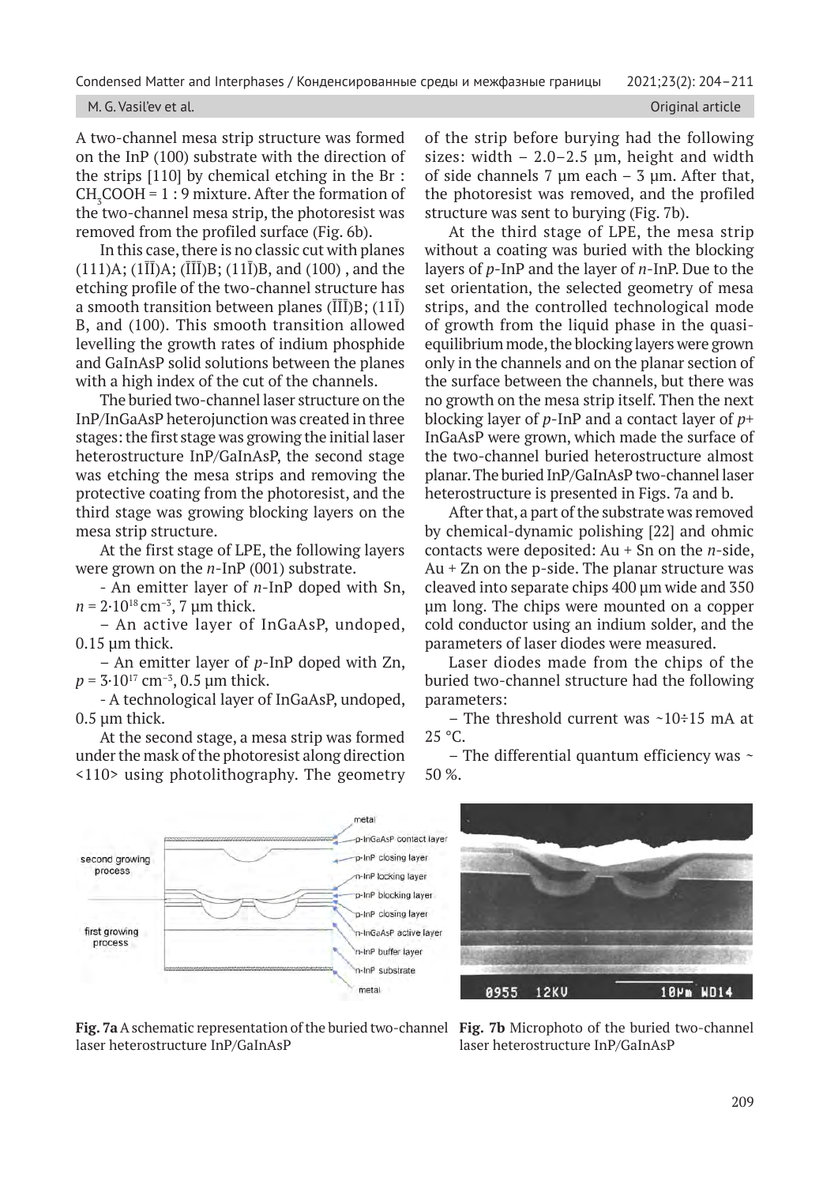A two-channel mesa strip structure was formed on the InP (100) substrate with the direction of the strips [110] by chemical etching in the Br : $CH_3COOH$ = 1 : 9 mixture. After the formation of the two-channel mesa strip, the photoresist was removed from the profiled surface (Fig. 6b).

In this case, there is no classic cut with planes (111)A; $(1\bar{1}\bar{1})$A; $(\bar{1}\bar{1}\bar{1})$B; $(11\bar{1})$B, and (100) , and the etching profile of the two-channel structure has a smooth transition between planes $(\bar{1}\bar{1}\bar{1})$B; $(11\bar{1})$ B, and (100). This smooth transition allowed levelling the growth rates of indium phosphide and GaInAsP solid solutions between the planes with a high index of the cut of the channels.

The buried two-channel laser structure on the InP/InGaAsP heterojunction was created in three stages: the first stage was growing the initial laser heterostructure InP/GaInAsP, the second stage was etching the mesa strips and removing the protective coating from the photoresist, and the third stage was growing blocking layers on the mesa strip structure.

At the first stage of LPE, the following layers were grown on the *n*-InP (001) substrate.

- An emitter layer of *n*-InP doped with Sn, $n = 2{\cdot}10^{18}$ cm$^{-3}$, 7 µm thick.

– An active layer of InGaAsP, undoped, 0.15 µm thick.

– An emitter layer of *p*-InP doped with Zn, $p = 3{\cdot}10^{17}$ cm$^{-3}$, 0.5 µm thick.

- A technological layer of InGaAsP, undoped, 0.5 µm thick.

At the second stage, a mesa strip was formed under the mask of the photoresist along direction <110> using photolithography. The geometry of the strip before burying had the following sizes: width – 2.0–2.5 µm, height and width of side channels 7 µm each – 3 µm. After that, the photoresist was removed, and the profiled structure was sent to burying (Fig. 7b).

At the third stage of LPE, the mesa strip without a coating was buried with the blocking layers of *p*-InP and the layer of *n*-InP. Due to the set orientation, the selected geometry of mesa strips, and the controlled technological mode of growth from the liquid phase in the quasi-equilibrium mode, the blocking layers were grown only in the channels and on the planar section of the surface between the channels, but there was no growth on the mesa strip itself. Then the next blocking layer of *p*-InP and a contact layer of *p*+ InGaAsP were grown, which made the surface of the two-channel buried heterostructure almost planar. The buried InP/GaInAsP two-channel laser heterostructure is presented in Figs. 7a and b.

After that, a part of the substrate was removed by chemical-dynamic polishing [22] and ohmic contacts were deposited: Au + Sn on the *n*-side, Au + Zn on the p-side. The planar structure was cleaved into separate chips 400 µm wide and 350 µm long. The chips were mounted on a copper cold conductor using an indium solder, and the parameters of laser diodes were measured.

Laser diodes made from the chips of the buried two-channel structure had the following parameters:

– The threshold current was ~10÷15 mA at 25 °C.

– The differential quantum efficiency was ~ 50 %.

**Fig. 7a** A schematic representation of the buried two-channel laser heterostructure InP/GaInAsP

**Fig. 7b** Microphoto of the buried two-channel laser heterostructure InP/GaInAsP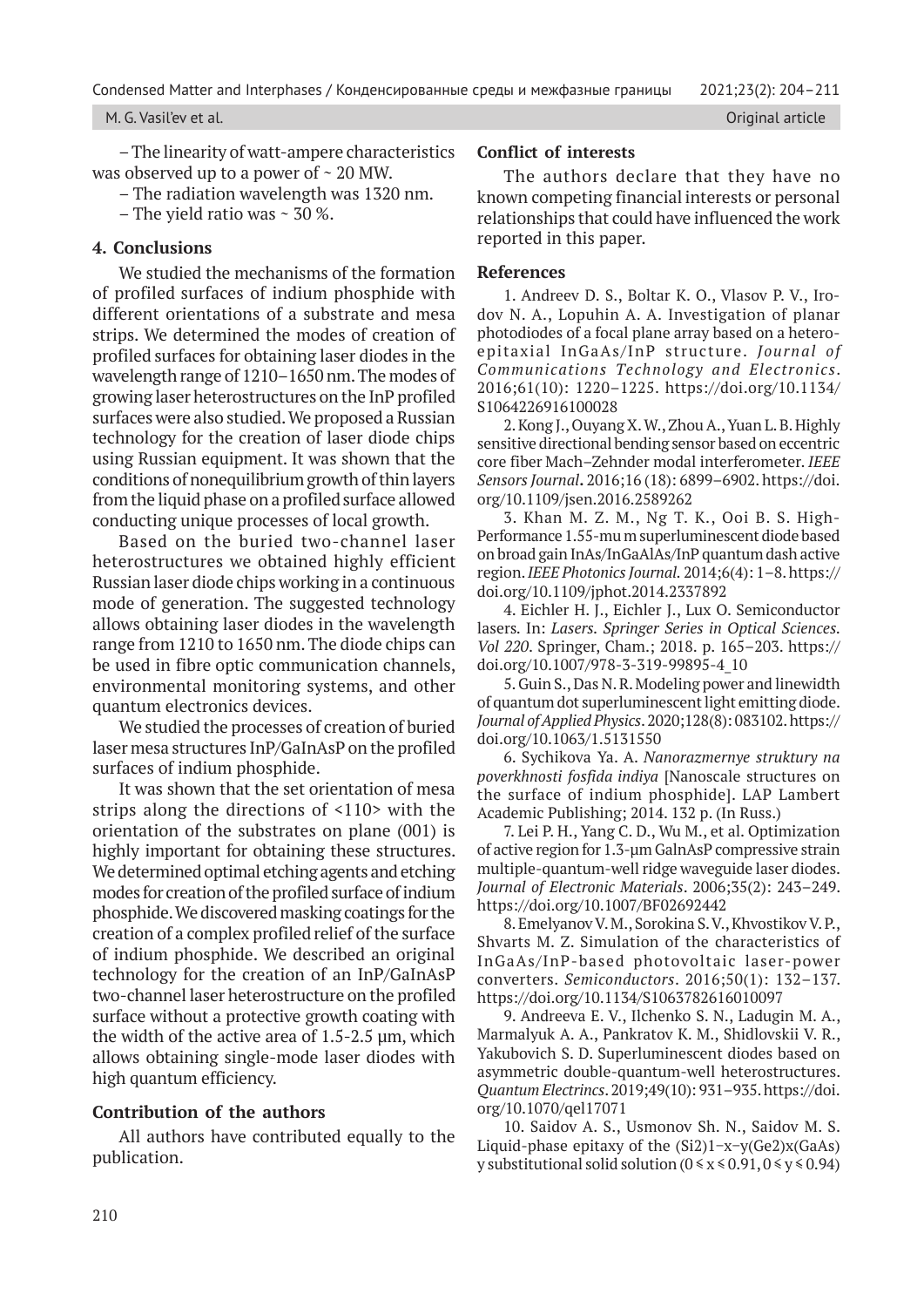– The linearity of watt-ampere characteristics was observed up to a power of ~ 20 MW.

– The radiation wavelength was 1320 nm.

– The yield ratio was ~ 30 %.

## 4. Conclusions

We studied the mechanisms of the formation of profiled surfaces of indium phosphide with different orientations of a substrate and mesa strips. We determined the modes of creation of profiled surfaces for obtaining laser diodes in the wavelength range of 1210–1650 nm. The modes of growing laser heterostructures on the InP profiled surfaces were also studied. We proposed a Russian technology for the creation of laser diode chips using Russian equipment. It was shown that the conditions of nonequilibrium growth of thin layers from the liquid phase on a profiled surface allowed conducting unique processes of local growth.

Based on the buried two-channel laser heterostructures we obtained highly efficient Russian laser diode chips working in a continuous mode of generation. The suggested technology allows obtaining laser diodes in the wavelength range from 1210 to 1650 nm. The diode chips can be used in fibre optic communication channels, environmental monitoring systems, and other quantum electronics devices.

We studied the processes of creation of buried laser mesa structures InP/GaInAsP on the profiled surfaces of indium phosphide.

It was shown that the set orientation of mesa strips along the directions of <110> with the orientation of the substrates on plane (001) is highly important for obtaining these structures. We determined optimal etching agents and etching modes for creation of the profiled surface of indium phosphide. We discovered masking coatings for the creation of a complex profiled relief of the surface of indium phosphide. We described an original technology for the creation of an InP/GaInAsP two-channel laser heterostructure on the profiled surface without a protective growth coating with the width of the active area of 1.5-2.5 μm, which allows obtaining single-mode laser diodes with high quantum efficiency.

## Contribution of the authors

All authors have contributed equally to the publication.

## Conflict of interests

The authors declare that they have no known competing financial interests or personal relationships that could have influenced the work reported in this paper.

## References

1. Andreev D. S., Boltar K. O., Vlasov P. V., Irodov N. A., Lopuhin A. A. Investigation of planar photodiodes of a focal plane array based on a heteroepitaxial InGaAs/InP structure. *Journal of Communications Technology and Electronics*. 2016;61(10): 1220–1225. https://doi.org/10.1134/S1064226916100028

2. Kong J., Ouyang X. W., Zhou A., Yuan L. B. Highly sensitive directional bending sensor based on eccentric core fiber Mach–Zehnder modal interferometer. *IEEE Sensors Journal*. 2016;16 (18): 6899–6902. https://doi.org/10.1109/jsen.2016.2589262

3. Khan M. Z. M., Ng T. K., Ooi B. S. High-Performance 1.55-mu m superluminescent diode based on broad gain InAs/InGaAlAs/InP quantum dash active region. *IEEE Photonics Journal*. 2014;6(4): 1–8. https://doi.org/10.1109/jphot.2014.2337892

4. Eichler H. J., Eichler J., Lux O. Semiconductor lasers. In: *Lasers. Springer Series in Optical Sciences. Vol 220*. Springer, Cham.; 2018. p. 165–203. https://doi.org/10.1007/978-3-319-99895-4_10

5. Guin S., Das N. R. Modeling power and linewidth of quantum dot superluminescent light emitting diode. *Journal of Applied Physics*. 2020;128(8): 083102. https://doi.org/10.1063/1.5131550

6. Sychikova Ya. A. *Nanorazmernye struktury na poverkhnosti fosfida indiya* [Nanoscale structures on the surface of indium phosphide]. LAP Lambert Academic Publishing; 2014. 132 p. (In Russ.)

7. Lei P. H., Yang C. D., Wu M., et al. Optimization of active region for 1.3-μm GaInAsP compressive strain multiple-quantum-well ridge waveguide laser diodes. *Journal of Electronic Materials*. 2006;35(2): 243–249. https://doi.org/10.1007/BF02692442

8. Emelyanov V. M., Sorokina S. V., Khvostikov V. P., Shvarts M. Z. Simulation of the characteristics of InGaAs/InP-based photovoltaic laser-power converters. *Semiconductors*. 2016;50(1): 132–137. https://doi.org/10.1134/S1063782616010097

9. Andreeva E. V., Ilchenko S. N., Ladugin M. A., Marmalyuk A. A., Pankratov K. M., Shidlovskii V. R., Yakubovich S. D. Superluminescent diodes based on asymmetric double-quantum-well heterostructures. *Quantum Electrincs*. 2019;49(10): 931–935. https://doi.org/10.1070/qel17071

10. Saidov A. S., Usmonov Sh. N., Saidov M. S. Liquid-phase epitaxy of the $(Si_2)_{1-x-y}(Ge_2)_x(GaAs)_y$ substitutional solid solution ($0 \leq x \leq 0.91, 0 \leq y \leq 0.94$)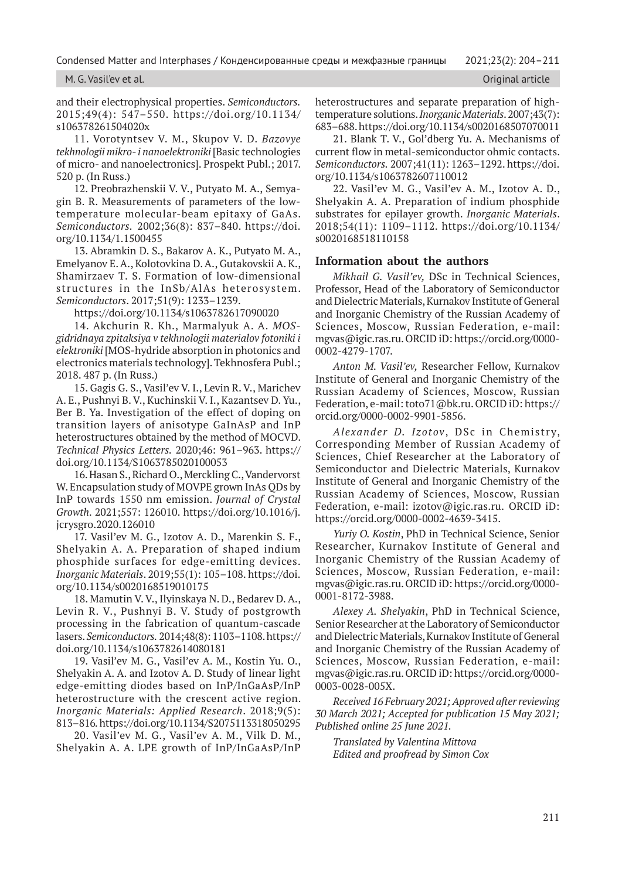and their electrophysical properties. *Semiconductors*. 2015;49(4): 547–550. https://doi.org/10.1134/s106378261504020x

11. Vorotyntsev V. M., Skupov V. D. *Bazovye tekhnologii mikro- i nanoelektroniki* [Basic technologies of micro- and nanoelectronics]. Prospekt Publ.; 2017. 520 p. (In Russ.)

12. Preobrazhenskii V. V., Putyato M. A., Semyagin B. R. Measurements of parameters of the low-temperature molecular-beam epitaxy of GaAs. *Semiconductors*. 2002;36(8): 837–840. https://doi.org/10.1134/1.1500455

13. Abramkin D. S., Bakarov A. K., Putyato M. A., Emelyanov E. A., Kolotovkina D. A., Gutakovskii A. K., Shamirzaev T. S. Formation of low-dimensional structures in the InSb/AlAs heterosystem. *Semiconductors*. 2017;51(9): 1233–1239.
https://doi.org/10.1134/s1063782617090020

14. Akchurin R. Kh., Marmalyuk A. A. *MOS-gidridnaya zpitaksiya v tekhnologii materialov fotoniki i elektroniki* [MOS-hydride absorption in photonics and electronics materials technology]. Tekhnosfera Publ.; 2018. 487 p. (In Russ.)

15. Gagis G. S., Vasil'ev V. I., Levin R. V., Marichev A. E., Pushnyi B. V., Kuchinskii V. I., Kazantsev D. Yu., Ber B. Ya. Investigation of the effect of doping on transition layers of anisotype GaInAsP and InP heterostructures obtained by the method of MOCVD. *Technical Physics Letters*. 2020;46: 961–963. https://doi.org/10.1134/S1063785020100053

16. Hasan S., Richard O., Merckling C., Vandervorst W. Encapsulation study of MOVPE grown InAs QDs by InP towards 1550 nm emission. *Journal of Crystal Growth*. 2021;557: 126010. https://doi.org/10.1016/j.jcrysgro.2020.126010

17. Vasil'ev M. G., Izotov A. D., Marenkin S. F., Shelyakin A. A. Preparation of shaped indium phosphide surfaces for edge-emitting devices. *Inorganic Materials*. 2019;55(1): 105–108. https://doi.org/10.1134/s0020168519010175

18. Mamutin V. V., Ilyinskaya N. D., Bedarev D. A., Levin R. V., Pushnyi B. V. Study of postgrowth processing in the fabrication of quantum-cascade lasers. *Semiconductors*. 2014;48(8): 1103–1108. https://doi.org/10.1134/s1063782614080181

19. Vasil'ev M. G., Vasil'ev A. M., Kostin Yu. O., Shelyakin A. A. and Izotov A. D. Study of linear light edge-emitting diodes based on InP/InGaAsP/InP heterostructure with the crescent active region. *Inorganic Materials: Applied Research*. 2018;9(5): 813–816. https://doi.org/10.1134/S2075113318050295

20. Vasil'ev M. G., Vasil'ev A. M., Vilk D. M., Shelyakin A. A. LPE growth of InP/InGaAsP/InP heterostructures and separate preparation of high-temperature solutions. *Inorganic Materials*. 2007;43(7): 683–688. https://doi.org/10.1134/s0020168507070011

21. Blank T. V., Gol'dberg Yu. A. Mechanisms of current flow in metal-semiconductor ohmic contacts. *Semiconductors*. 2007;41(11): 1263–1292. https://doi.org/10.1134/s1063782607110012

22. Vasil'ev M. G., Vasil'ev A. M., Izotov A. D., Shelyakin A. A. Preparation of indium phosphide substrates for epilayer growth. *Inorganic Materials*. 2018;54(11): 1109–1112. https://doi.org/10.1134/s0020168518110158

## Information about the authors

*Mikhail G. Vasil'ev,* DSc in Technical Sciences, Professor, Head of the Laboratory of Semiconductor and Dielectric Materials, Kurnakov Institute of General and Inorganic Chemistry of the Russian Academy of Sciences, Moscow, Russian Federation, e-mail: mgvas@igic.ras.ru. ORCID iD: https://orcid.org/0000-0002-4279-1707.

*Anton M. Vasil'ev,* Researcher Fellow, Kurnakov Institute of General and Inorganic Chemistry of the Russian Academy of Sciences, Moscow, Russian Federation, e-mail: toto71@bk.ru. ORCID iD: https://orcid.org/0000-0002-9901-5856.

*Alexander D. Izotov*, DSc in Chemistry, Corresponding Member of Russian Academy of Sciences, Chief Researcher at the Laboratory of Semiconductor and Dielectric Materials, Kurnakov Institute of General and Inorganic Chemistry of the Russian Academy of Sciences, Moscow, Russian Federation, e-mail: izotov@igic.ras.ru. ORCID iD: https://orcid.org/0000-0002-4639-3415.

*Yuriy O. Kostin*, PhD in Technical Science, Senior Researcher, Kurnakov Institute of General and Inorganic Chemistry of the Russian Academy of Sciences, Moscow, Russian Federation, e-mail: mgvas@igic.ras.ru. ORCID iD: https://orcid.org/0000-0001-8172-3988.

*Alexey A. Shelyakin*, PhD in Technical Science, Senior Researcher at the Laboratory of Semiconductor and Dielectric Materials, Kurnakov Institute of General and Inorganic Chemistry of the Russian Academy of Sciences, Moscow, Russian Federation, e-mail: mgvas@igic.ras.ru. ORCID iD: https://orcid.org/0000-0003-0028-005X.

*Received 16 February 2021; Approved after reviewing 30 March 2021; Accepted for publication 15 May 2021; Published online 25 June 2021.*

*Translated by Valentina Mittova*
*Edited and proofread by Simon Cox*